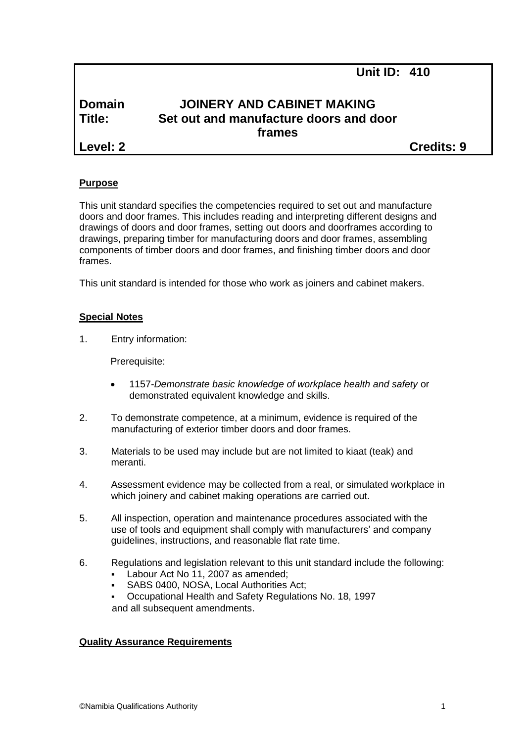| | | |
|---|---|---|
| | | **Unit ID: 410** |
| **Domain** | **JOINERY AND CABINET MAKING** | |
| **Title:** | **Set out and manufacture doors and door frames** | |
| **Level: 2** | | **Credits: 9** |

**Purpose**

This unit standard specifies the competencies required to set out and manufacture doors and door frames. This includes reading and interpreting different designs and drawings of doors and door frames, setting out doors and doorframes according to drawings, preparing timber for manufacturing doors and door frames, assembling components of timber doors and door frames, and finishing timber doors and door frames.

This unit standard is intended for those who work as joiners and cabinet makers.

**Special Notes**

1. Entry information:

   Prerequisite:

   - 1157-*Demonstrate basic knowledge of workplace health and safety* or demonstrated equivalent knowledge and skills.

2. To demonstrate competence, at a minimum, evidence is required of the manufacturing of exterior timber doors and door frames.

3. Materials to be used may include but are not limited to kiaat (teak) and meranti.

4. Assessment evidence may be collected from a real, or simulated workplace in which joinery and cabinet making operations are carried out.

5. All inspection, operation and maintenance procedures associated with the use of tools and equipment shall comply with manufacturers' and company guidelines, instructions, and reasonable flat rate time.

6. Regulations and legislation relevant to this unit standard include the following:
   - Labour Act No 11, 2007 as amended;
   - SABS 0400, NOSA, Local Authorities Act;
   - Occupational Health and Safety Regulations No. 18, 1997

   and all subsequent amendments.

**Quality Assurance Requirements**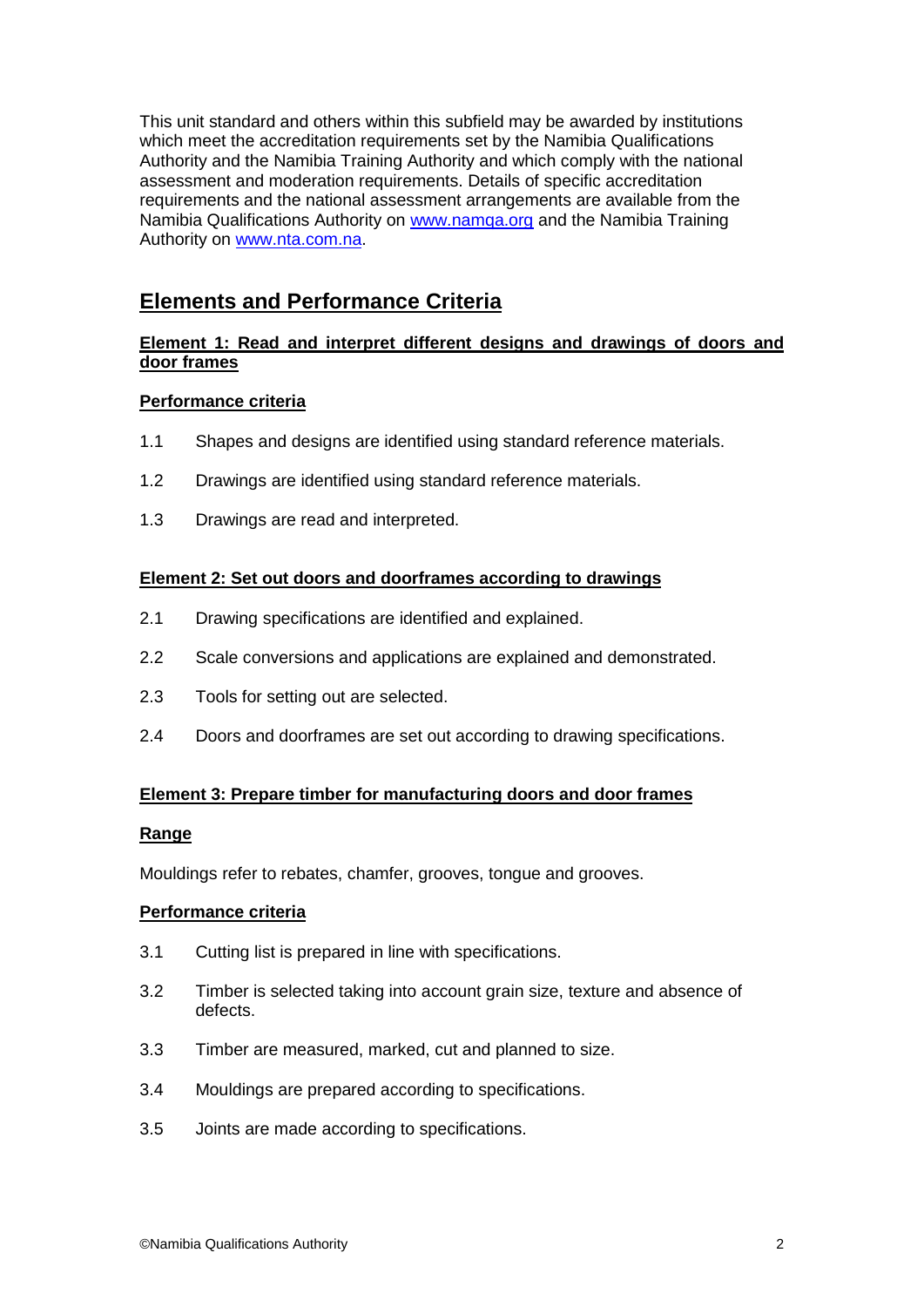This unit standard and others within this subfield may be awarded by institutions which meet the accreditation requirements set by the Namibia Qualifications Authority and the Namibia Training Authority and which comply with the national assessment and moderation requirements. Details of specific accreditation requirements and the national assessment arrangements are available from the Namibia Qualifications Authority on [www.namqa.org](www.namqa.org) and the Namibia Training Authority on [www.nta.com.na](www.nta.com.na).

## Elements and Performance Criteria

### Element 1: Read and interpret different designs and drawings of doors and door frames

**Performance criteria**

1.1 Shapes and designs are identified using standard reference materials.

1.2 Drawings are identified using standard reference materials.

1.3 Drawings are read and interpreted.

### Element 2: Set out doors and doorframes according to drawings

2.1 Drawing specifications are identified and explained.

2.2 Scale conversions and applications are explained and demonstrated.

2.3 Tools for setting out are selected.

2.4 Doors and doorframes are set out according to drawing specifications.

### Element 3: Prepare timber for manufacturing doors and door frames

**Range**

Mouldings refer to rebates, chamfer, grooves, tongue and grooves.

**Performance criteria**

3.1 Cutting list is prepared in line with specifications.

3.2 Timber is selected taking into account grain size, texture and absence of defects.

3.3 Timber are measured, marked, cut and planned to size.

3.4 Mouldings are prepared according to specifications.

3.5 Joints are made according to specifications.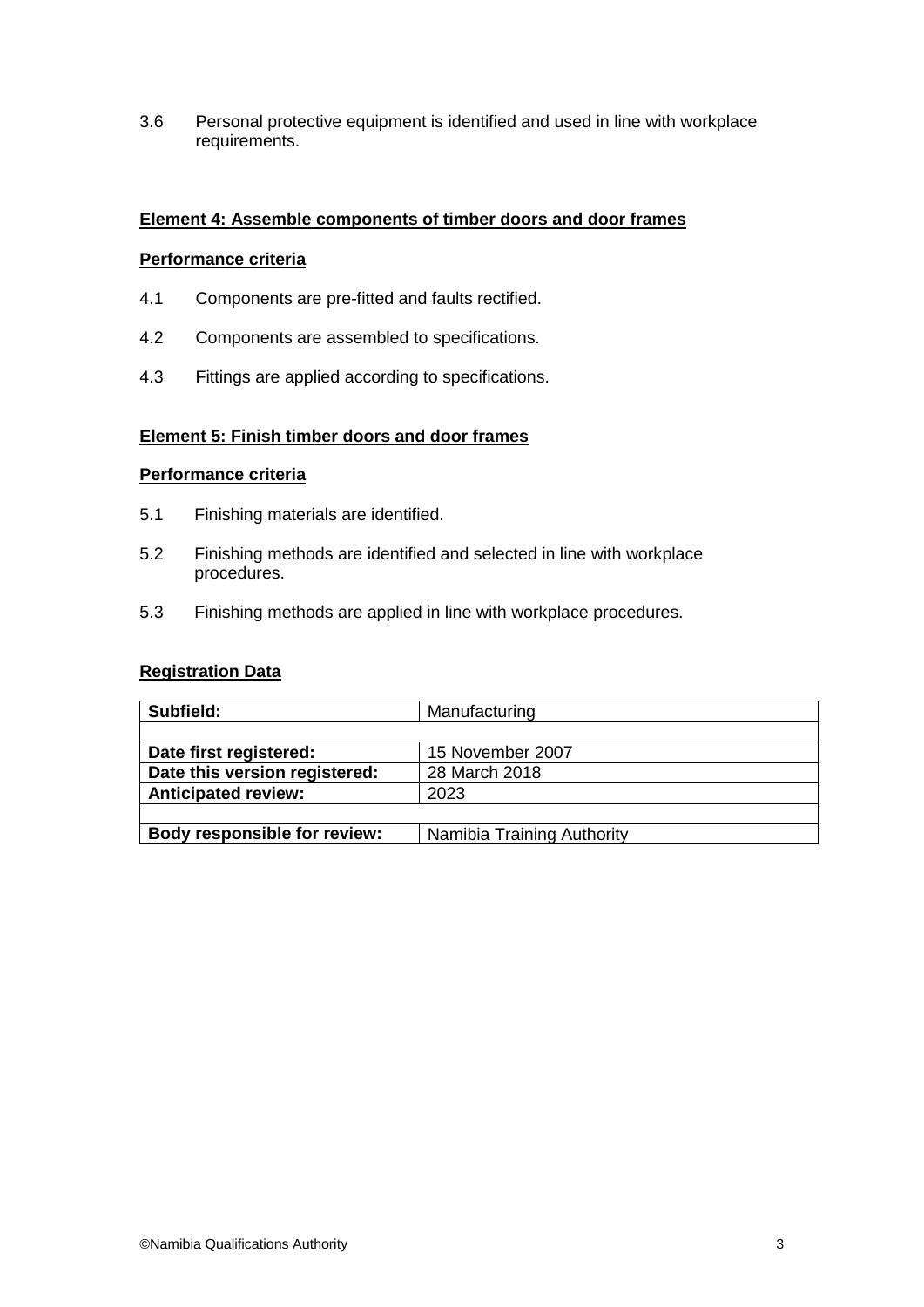3.6 Personal protective equipment is identified and used in line with workplace requirements.

**Element 4: Assemble components of timber doors and door frames**

**Performance criteria**

4.1 Components are pre-fitted and faults rectified.

4.2 Components are assembled to specifications.

4.3 Fittings are applied according to specifications.

**Element 5: Finish timber doors and door frames**

**Performance criteria**

5.1 Finishing materials are identified.

5.2 Finishing methods are identified and selected in line with workplace procedures.

5.3 Finishing methods are applied in line with workplace procedures.

**Registration Data**

| | |
|---|---|
| **Subfield:** | Manufacturing |
| | |
| **Date first registered:** | 15 November 2007 |
| **Date this version registered:** | 28 March 2018 |
| **Anticipated review:** | 2023 |
| | |
| **Body responsible for review:** | Namibia Training Authority |

©Namibia Qualifications Authority